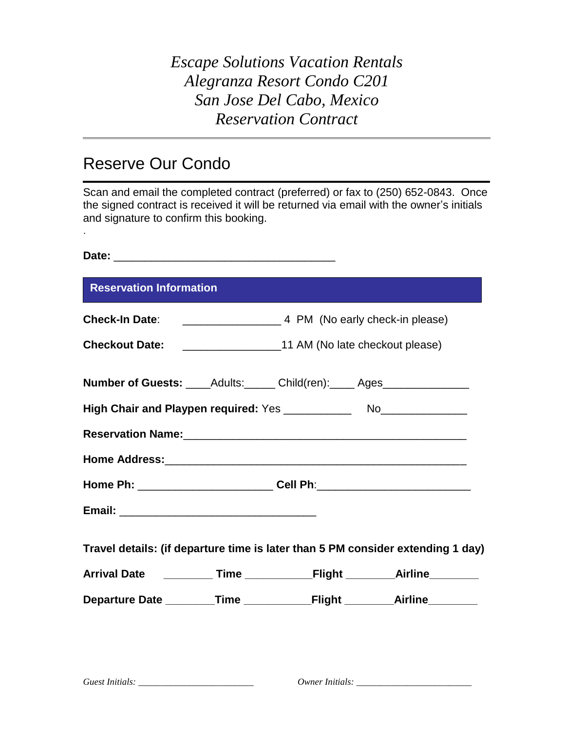*Escape Solutions Vacation Rentals*
*Alegranza Resort Condo C201*
*San Jose Del Cabo, Mexico*
*Reservation Contract*

# Reserve Our Condo

Scan and email the completed contract (preferred) or fax to (250) 652-0843. Once the signed contract is received it will be returned via email with the owner's initials and signature to confirm this booking.

.

**Date:** ___________________________________

## Reservation Information

**Check-In Date**: ________________ 4 PM (No early check-in please)

**Checkout Date:** ________________11 AM (No late checkout please)

**Number of Guests:** ____Adults:_____ Child(ren):____ Ages______________

**High Chair and Playpen required:** Yes ___________ No______________

**Reservation Name:**______________________________________________

**Home Address:**_________________________________________________

**Home Ph:** ______________________ **Cell Ph**:_________________________

**Email:** ________________________________

**Travel details: (if departure time is later than 5 PM consider extending 1 day)**

**Arrival Date** ________ **Time** ___________**Flight** ________**Airline**________

**Departure Date** ________**Time** ___________**Flight** ________**Airline**________

*Guest Initials:* ________________________ *Owner Initials:* ________________________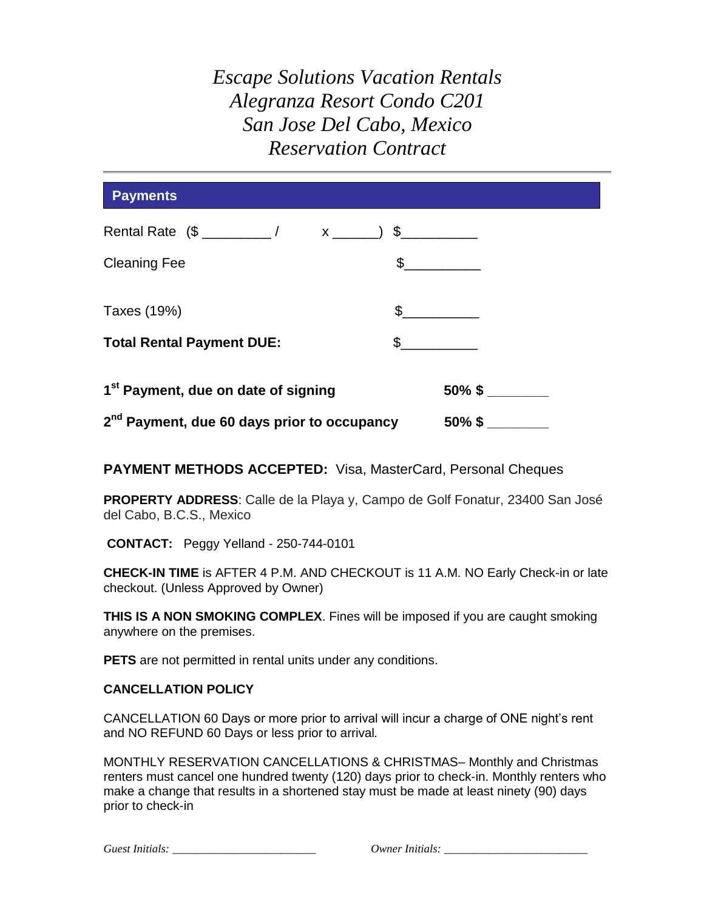*Escape Solutions Vacation Rentals*
*Alegranza Resort Condo C201*
*San Jose Del Cabo, Mexico*
*Reservation Contract*

## Payments

Rental Rate ($ _________ / x ______) $__________

Cleaning Fee $__________

Taxes (19%) $__________

**Total Rental Payment DUE:** $__________

**1st Payment, due on date of signing** **50% $** ________

**2nd Payment, due 60 days prior to occupancy** **50% $** ________

**PAYMENT METHODS ACCEPTED:** Visa, MasterCard, Personal Cheques

**PROPERTY ADDRESS**: Calle de la Playa y, Campo de Golf Fonatur, 23400 San José del Cabo, B.C.S., Mexico

**CONTACT:** Peggy Yelland - 250-744-0101

**CHECK-IN TIME** is AFTER 4 P.M. AND CHECKOUT is 11 A.M. NO Early Check-in or late checkout. (Unless Approved by Owner)

**THIS IS A NON SMOKING COMPLEX**. Fines will be imposed if you are caught smoking anywhere on the premises.

**PETS** are not permitted in rental units under any conditions.

**CANCELLATION POLICY**

CANCELLATION 60 Days or more prior to arrival will incur a charge of ONE night's rent and NO REFUND 60 Days or less prior to arrival.

MONTHLY RESERVATION CANCELLATIONS & CHRISTMAS– Monthly and Christmas renters must cancel one hundred twenty (120) days prior to check-in. Monthly renters who make a change that results in a shortened stay must be made at least ninety (90) days prior to check-in

*Guest Initials:* ________________________ *Owner Initials:* ________________________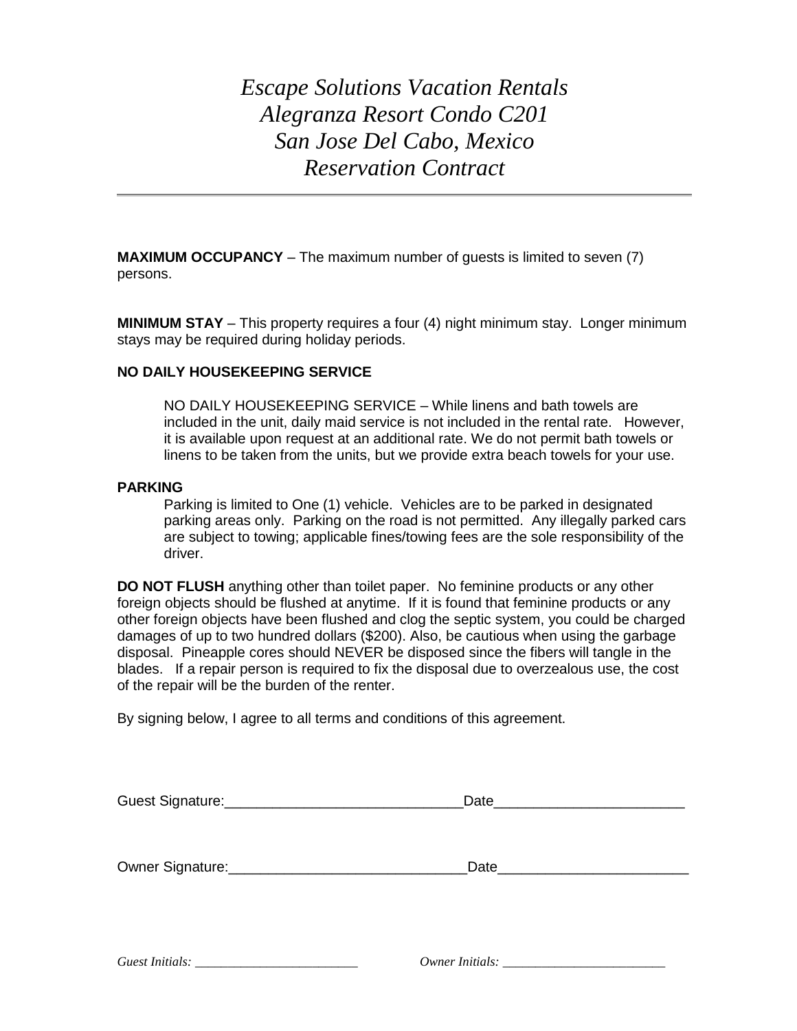*Escape Solutions Vacation Rentals*
*Alegranza Resort Condo C201*
*San Jose Del Cabo, Mexico*
*Reservation Contract*

---

**MAXIMUM OCCUPANCY** – The maximum number of guests is limited to seven (7) persons.

**MINIMUM STAY** – This property requires a four (4) night minimum stay. Longer minimum stays may be required during holiday periods.

**NO DAILY HOUSEKEEPING SERVICE**

NO DAILY HOUSEKEEPING SERVICE – While linens and bath towels are included in the unit, daily maid service is not included in the rental rate. However, it is available upon request at an additional rate. We do not permit bath towels or linens to be taken from the units, but we provide extra beach towels for your use.

**PARKING**

Parking is limited to One (1) vehicle. Vehicles are to be parked in designated parking areas only. Parking on the road is not permitted. Any illegally parked cars are subject to towing; applicable fines/towing fees are the sole responsibility of the driver.

**DO NOT FLUSH** anything other than toilet paper. No feminine products or any other foreign objects should be flushed at anytime. If it is found that feminine products or any other foreign objects have been flushed and clog the septic system, you could be charged damages of up to two hundred dollars ($200). Also, be cautious when using the garbage disposal. Pineapple cores should NEVER be disposed since the fibers will tangle in the blades. If a repair person is required to fix the disposal due to overzealous use, the cost of the repair will be the burden of the renter.

By signing below, I agree to all terms and conditions of this agreement.

Guest Signature:______________________________Date________________________

Owner Signature:______________________________Date________________________

*Guest Initials:* ________________________ *Owner Initials:* ________________________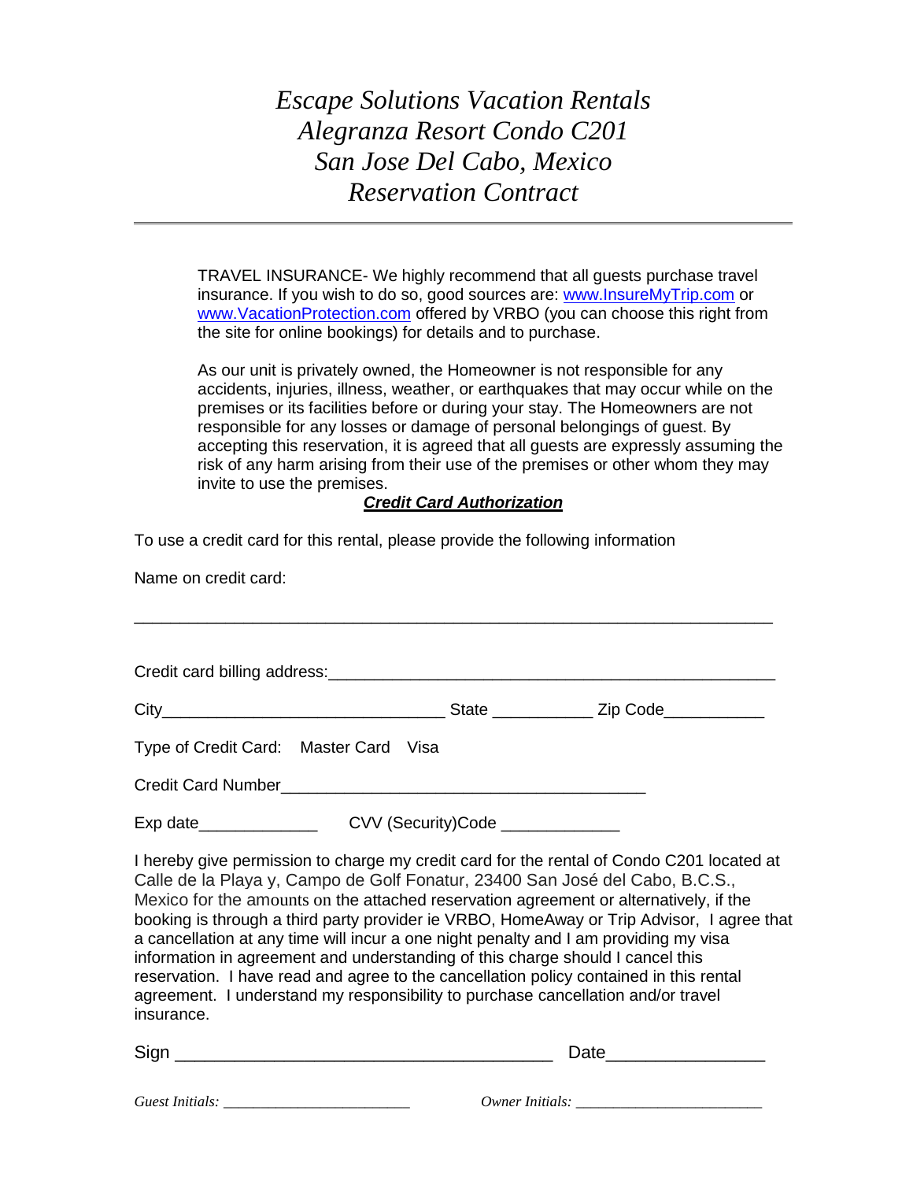*Escape Solutions Vacation Rentals*
*Alegranza Resort Condo C201*
*San Jose Del Cabo, Mexico*
*Reservation Contract*

---

TRAVEL INSURANCE- We highly recommend that all guests purchase travel insurance. If you wish to do so, good sources are: [www.InsureMyTrip.com](http://www.InsureMyTrip.com) or [www.VacationProtection.com](http://www.VacationProtection.com) offered by VRBO (you can choose this right from the site for online bookings) for details and to purchase.

As our unit is privately owned, the Homeowner is not responsible for any accidents, injuries, illness, weather, or earthquakes that may occur while on the premises or its facilities before or during your stay. The Homeowners are not responsible for any losses or damage of personal belongings of guest. By accepting this reservation, it is agreed that all guests are expressly assuming the risk of any harm arising from their use of the premises or other whom they may invite to use the premises.

***Credit Card Authorization***

To use a credit card for this rental, please provide the following information

Name on credit card:

_______________________________________________________________

Credit card billing address:_______________________________________

City______________________ State _________ Zip Code_________

Type of Credit Card: Master Card Visa

Credit Card Number________________________________

Exp date___________ CVV (Security)Code ___________

I hereby give permission to charge my credit card for the rental of Condo C201 located at Calle de la Playa y, Campo de Golf Fonatur, 23400 San José del Cabo, B.C.S., Mexico for the amounts on the attached reservation agreement or alternatively, if the booking is through a third party provider ie VRBO, HomeAway or Trip Advisor, I agree that a cancellation at any time will incur a one night penalty and I am providing my visa information in agreement and understanding of this charge should I cancel this reservation. I have read and agree to the cancellation policy contained in this rental agreement. I understand my responsibility to purchase cancellation and/or travel insurance.

Sign ________________________________ Date_____________

*Guest Initials: ____________________* *Owner Initials: ____________________*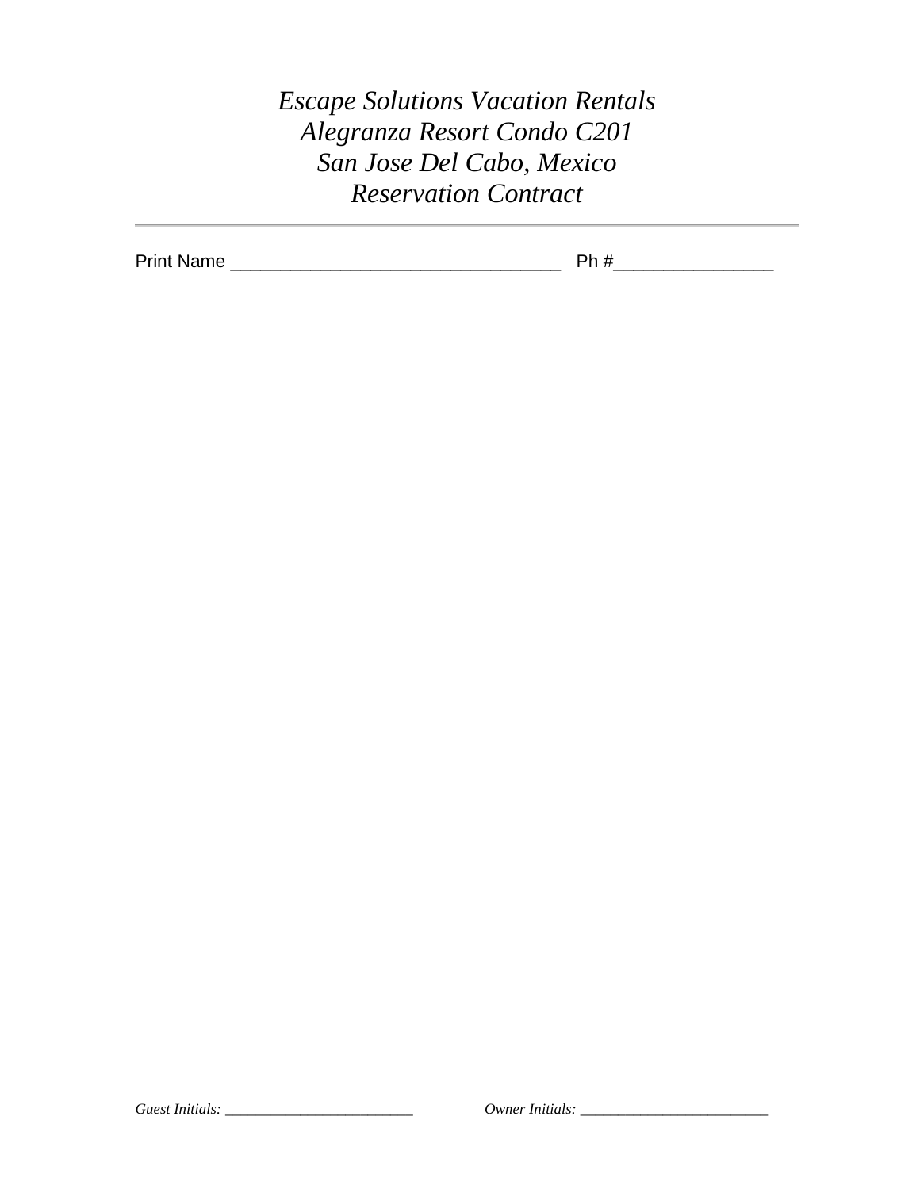*Escape Solutions Vacation Rentals*
*Alegranza Resort Condo C201*
*San Jose Del Cabo, Mexico*
*Reservation Contract*

---

Print Name ________________________________ Ph #________________

*Guest Initials: ________________________* *Owner Initials: ________________________*